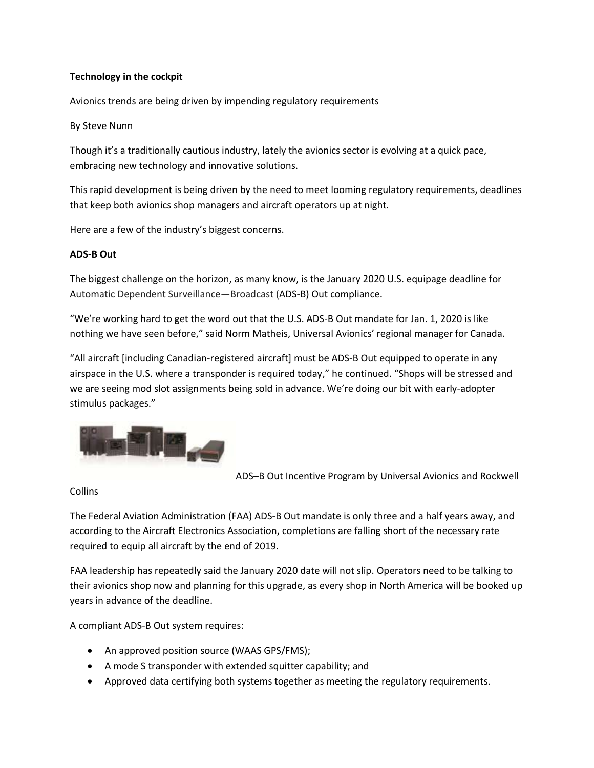**Technology in the cockpit**

Avionics trends are being driven by impending regulatory requirements

By Steve Nunn

Though it's a traditionally cautious industry, lately the avionics sector is evolving at a quick pace, embracing new technology and innovative solutions.

This rapid development is being driven by the need to meet looming regulatory requirements, deadlines that keep both avionics shop managers and aircraft operators up at night.

Here are a few of the industry's biggest concerns.

**ADS-B Out**

The biggest challenge on the horizon, as many know, is the January 2020 U.S. equipage deadline for Automatic Dependent Surveillance—Broadcast (ADS-B) Out compliance.

"We're working hard to get the word out that the U.S. ADS-B Out mandate for Jan. 1, 2020 is like nothing we have seen before," said Norm Matheis, Universal Avionics' regional manager for Canada.

"All aircraft [including Canadian-registered aircraft] must be ADS-B Out equipped to operate in any airspace in the U.S. where a transponder is required today," he continued. "Shops will be stressed and we are seeing mod slot assignments being sold in advance. We're doing our bit with early-adopter stimulus packages."

ADS–B Out Incentive Program by Universal Avionics and Rockwell Collins

The Federal Aviation Administration (FAA) ADS-B Out mandate is only three and a half years away, and according to the Aircraft Electronics Association, completions are falling short of the necessary rate required to equip all aircraft by the end of 2019.

FAA leadership has repeatedly said the January 2020 date will not slip. Operators need to be talking to their avionics shop now and planning for this upgrade, as every shop in North America will be booked up years in advance of the deadline.

A compliant ADS-B Out system requires:

- An approved position source (WAAS GPS/FMS);
- A mode S transponder with extended squitter capability; and
- Approved data certifying both systems together as meeting the regulatory requirements.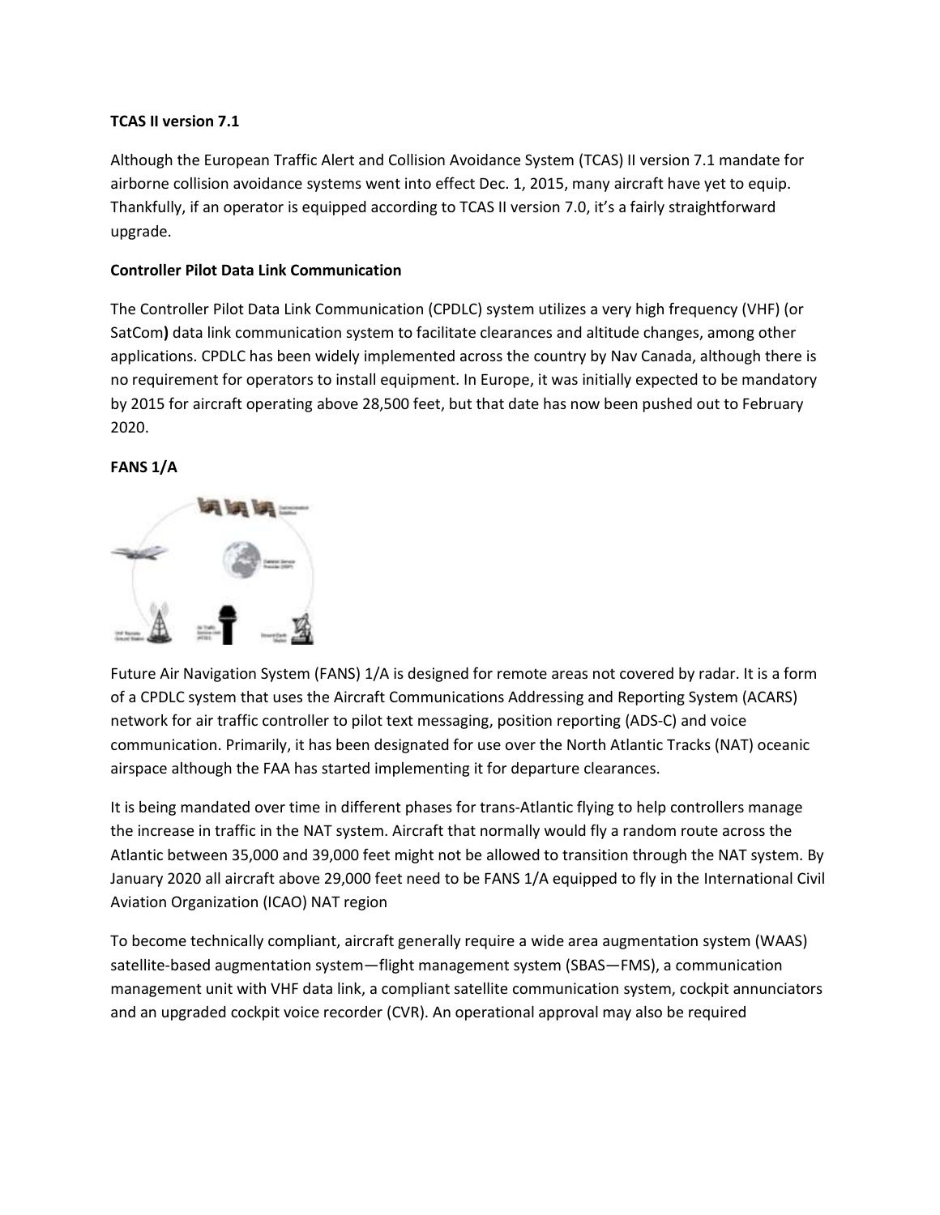**TCAS II version 7.1**

Although the European Traffic Alert and Collision Avoidance System (TCAS) II version 7.1 mandate for airborne collision avoidance systems went into effect Dec. 1, 2015, many aircraft have yet to equip. Thankfully, if an operator is equipped according to TCAS II version 7.0, it's a fairly straightforward upgrade.

**Controller Pilot Data Link Communication**

The Controller Pilot Data Link Communication (CPDLC) system utilizes a very high frequency (VHF) (or SatCom**)** data link communication system to facilitate clearances and altitude changes, among other applications. CPDLC has been widely implemented across the country by Nav Canada, although there is no requirement for operators to install equipment. In Europe, it was initially expected to be mandatory by 2015 for aircraft operating above 28,500 feet, but that date has now been pushed out to February 2020.

**FANS 1/A**

Future Air Navigation System (FANS) 1/A is designed for remote areas not covered by radar. It is a form of a CPDLC system that uses the Aircraft Communications Addressing and Reporting System (ACARS) network for air traffic controller to pilot text messaging, position reporting (ADS-C) and voice communication. Primarily, it has been designated for use over the North Atlantic Tracks (NAT) oceanic airspace although the FAA has started implementing it for departure clearances.

It is being mandated over time in different phases for trans-Atlantic flying to help controllers manage the increase in traffic in the NAT system. Aircraft that normally would fly a random route across the Atlantic between 35,000 and 39,000 feet might not be allowed to transition through the NAT system. By January 2020 all aircraft above 29,000 feet need to be FANS 1/A equipped to fly in the International Civil Aviation Organization (ICAO) NAT region

To become technically compliant, aircraft generally require a wide area augmentation system (WAAS) satellite-based augmentation system—flight management system (SBAS—FMS), a communication management unit with VHF data link, a compliant satellite communication system, cockpit annunciators and an upgraded cockpit voice recorder (CVR). An operational approval may also be required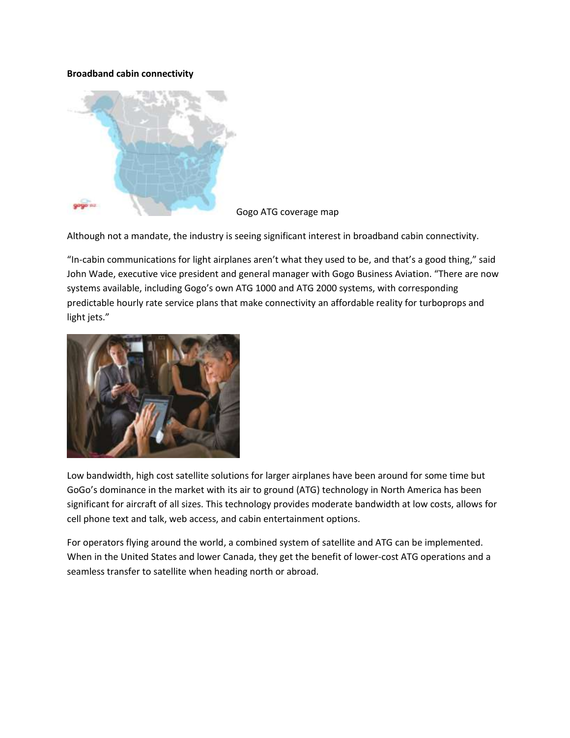**Broadband cabin connectivity**

Gogo ATG coverage map

Although not a mandate, the industry is seeing significant interest in broadband cabin connectivity.

"In-cabin communications for light airplanes aren't what they used to be, and that's a good thing," said John Wade, executive vice president and general manager with Gogo Business Aviation. "There are now systems available, including Gogo's own ATG 1000 and ATG 2000 systems, with corresponding predictable hourly rate service plans that make connectivity an affordable reality for turboprops and light jets."

Low bandwidth, high cost satellite solutions for larger airplanes have been around for some time but GoGo's dominance in the market with its air to ground (ATG) technology in North America has been significant for aircraft of all sizes. This technology provides moderate bandwidth at low costs, allows for cell phone text and talk, web access, and cabin entertainment options.

For operators flying around the world, a combined system of satellite and ATG can be implemented. When in the United States and lower Canada, they get the benefit of lower-cost ATG operations and a seamless transfer to satellite when heading north or abroad.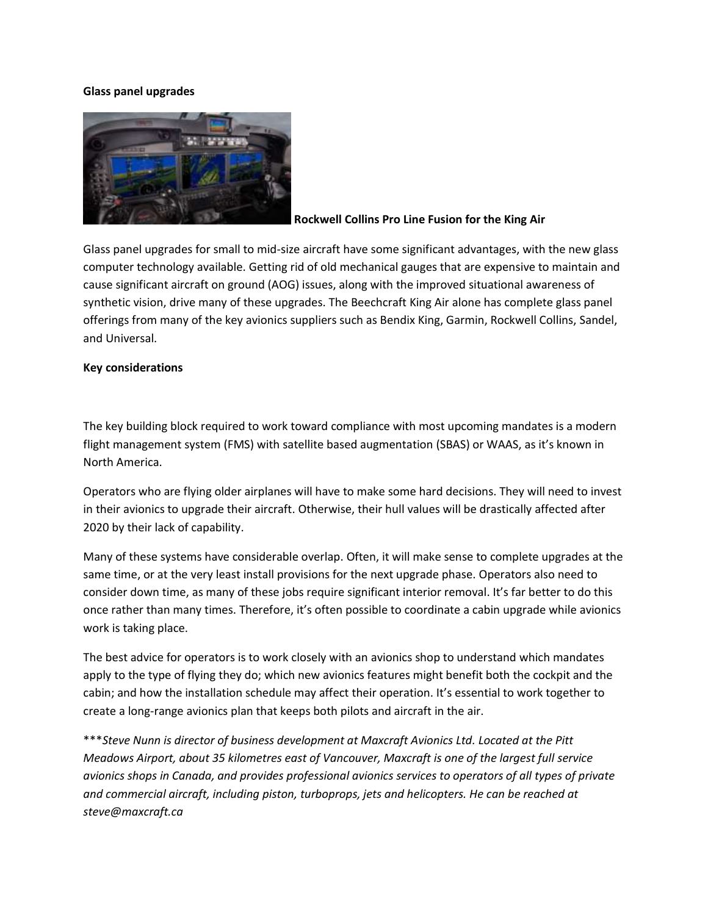**Glass panel upgrades**

**Rockwell Collins Pro Line Fusion for the King Air**

Glass panel upgrades for small to mid-size aircraft have some significant advantages, with the new glass computer technology available. Getting rid of old mechanical gauges that are expensive to maintain and cause significant aircraft on ground (AOG) issues, along with the improved situational awareness of synthetic vision, drive many of these upgrades. The Beechcraft King Air alone has complete glass panel offerings from many of the key avionics suppliers such as Bendix King, Garmin, Rockwell Collins, Sandel, and Universal.

**Key considerations**

The key building block required to work toward compliance with most upcoming mandates is a modern flight management system (FMS) with satellite based augmentation (SBAS) or WAAS, as it's known in North America.

Operators who are flying older airplanes will have to make some hard decisions. They will need to invest in their avionics to upgrade their aircraft. Otherwise, their hull values will be drastically affected after 2020 by their lack of capability.

Many of these systems have considerable overlap. Often, it will make sense to complete upgrades at the same time, or at the very least install provisions for the next upgrade phase. Operators also need to consider down time, as many of these jobs require significant interior removal. It's far better to do this once rather than many times. Therefore, it's often possible to coordinate a cabin upgrade while avionics work is taking place.

The best advice for operators is to work closely with an avionics shop to understand which mandates apply to the type of flying they do; which new avionics features might benefit both the cockpit and the cabin; and how the installation schedule may affect their operation. It's essential to work together to create a long-range avionics plan that keeps both pilots and aircraft in the air.

\*\*\**Steve Nunn is director of business development at Maxcraft Avionics Ltd. Located at the Pitt Meadows Airport, about 35 kilometres east of Vancouver, Maxcraft is one of the largest full service avionics shops in Canada, and provides professional avionics services to operators of all types of private and commercial aircraft, including piston, turboprops, jets and helicopters. He can be reached at steve@maxcraft.ca*